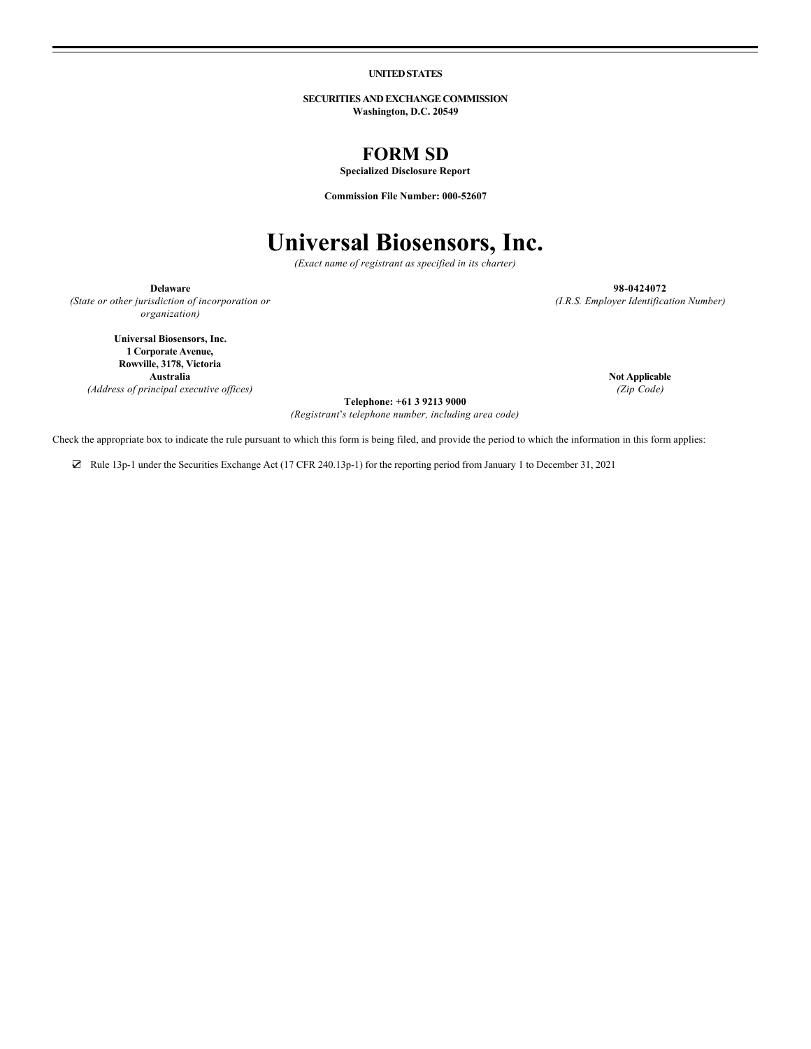**UNITED STATES**

**SECURITIES AND EXCHANGE COMMISSION**
**Washington, D.C. 20549**

# FORM SD

**Specialized Disclosure Report**

**Commission File Number: 000-52607**

# Universal Biosensors, Inc.

*(Exact name of registrant as specified in its charter)*

| | |
|---|---|
| **Delaware** | **98-0424072** |
| *(State or other jurisdiction of incorporation or organization)* | *(I.R.S. Employer Identification Number)* |
| **Universal Biosensors, Inc.**<br>**1 Corporate Avenue,**<br>**Rowville, 3178, Victoria**<br>**Australia** | **Not Applicable** |
| *(Address of principal executive offices)* | *(Zip Code)* |

**Telephone: +61 3 9213 9000**
*(Registrant's telephone number, including area code)*

Check the appropriate box to indicate the rule pursuant to which this form is being filed, and provide the period to which the information in this form applies:

☑ Rule 13p-1 under the Securities Exchange Act (17 CFR 240.13p-1) for the reporting period from January 1 to December 31, 2021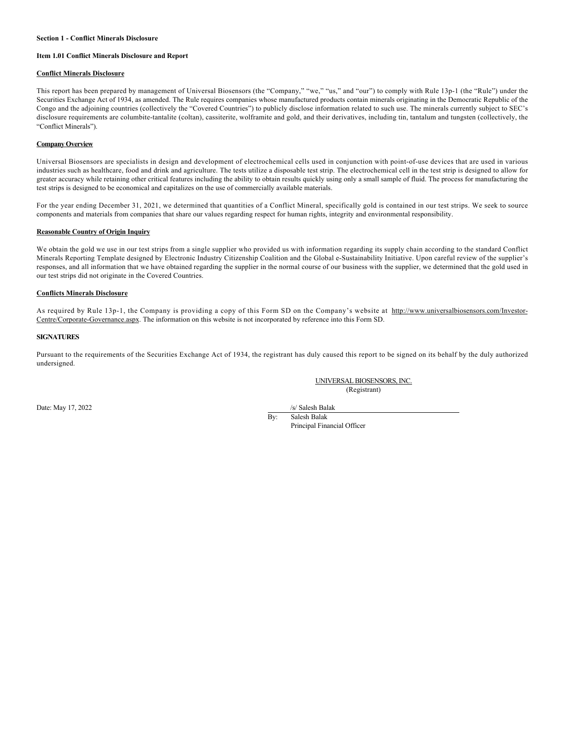**Section 1 - Conflict Minerals Disclosure**

**Item 1.01 Conflict Minerals Disclosure and Report**

**Conflict Minerals Disclosure**

This report has been prepared by management of Universal Biosensors (the "Company," "we," "us," and "our") to comply with Rule 13p-1 (the "Rule") under the Securities Exchange Act of 1934, as amended. The Rule requires companies whose manufactured products contain minerals originating in the Democratic Republic of the Congo and the adjoining countries (collectively the "Covered Countries") to publicly disclose information related to such use. The minerals currently subject to SEC's disclosure requirements are columbite-tantalite (coltan), cassiterite, wolframite and gold, and their derivatives, including tin, tantalum and tungsten (collectively, the "Conflict Minerals").

**Company Overview**

Universal Biosensors are specialists in design and development of electrochemical cells used in conjunction with point-of-use devices that are used in various industries such as healthcare, food and drink and agriculture. The tests utilize a disposable test strip. The electrochemical cell in the test strip is designed to allow for greater accuracy while retaining other critical features including the ability to obtain results quickly using only a small sample of fluid. The process for manufacturing the test strips is designed to be economical and capitalizes on the use of commercially available materials.

For the year ending December 31, 2021, we determined that quantities of a Conflict Mineral, specifically gold is contained in our test strips. We seek to source components and materials from companies that share our values regarding respect for human rights, integrity and environmental responsibility.

**Reasonable Country of Origin Inquiry**

We obtain the gold we use in our test strips from a single supplier who provided us with information regarding its supply chain according to the standard Conflict Minerals Reporting Template designed by Electronic Industry Citizenship Coalition and the Global e-Sustainability Initiative. Upon careful review of the supplier's responses, and all information that we have obtained regarding the supplier in the normal course of our business with the supplier, we determined that the gold used in our test strips did not originate in the Covered Countries.

**Conflicts Minerals Disclosure**

As required by Rule 13p-1, the Company is providing a copy of this Form SD on the Company's website at http://www.universalbiosensors.com/Investor-Centre/Corporate-Governance.aspx. The information on this website is not incorporated by reference into this Form SD.

**SIGNATURES**

Pursuant to the requirements of the Securities Exchange Act of 1934, the registrant has duly caused this report to be signed on its behalf by the duly authorized undersigned.

UNIVERSAL BIOSENSORS, INC.
(Registrant)

Date: May 17, 2022

/s/ Salesh Balak

By: Salesh Balak
Principal Financial Officer